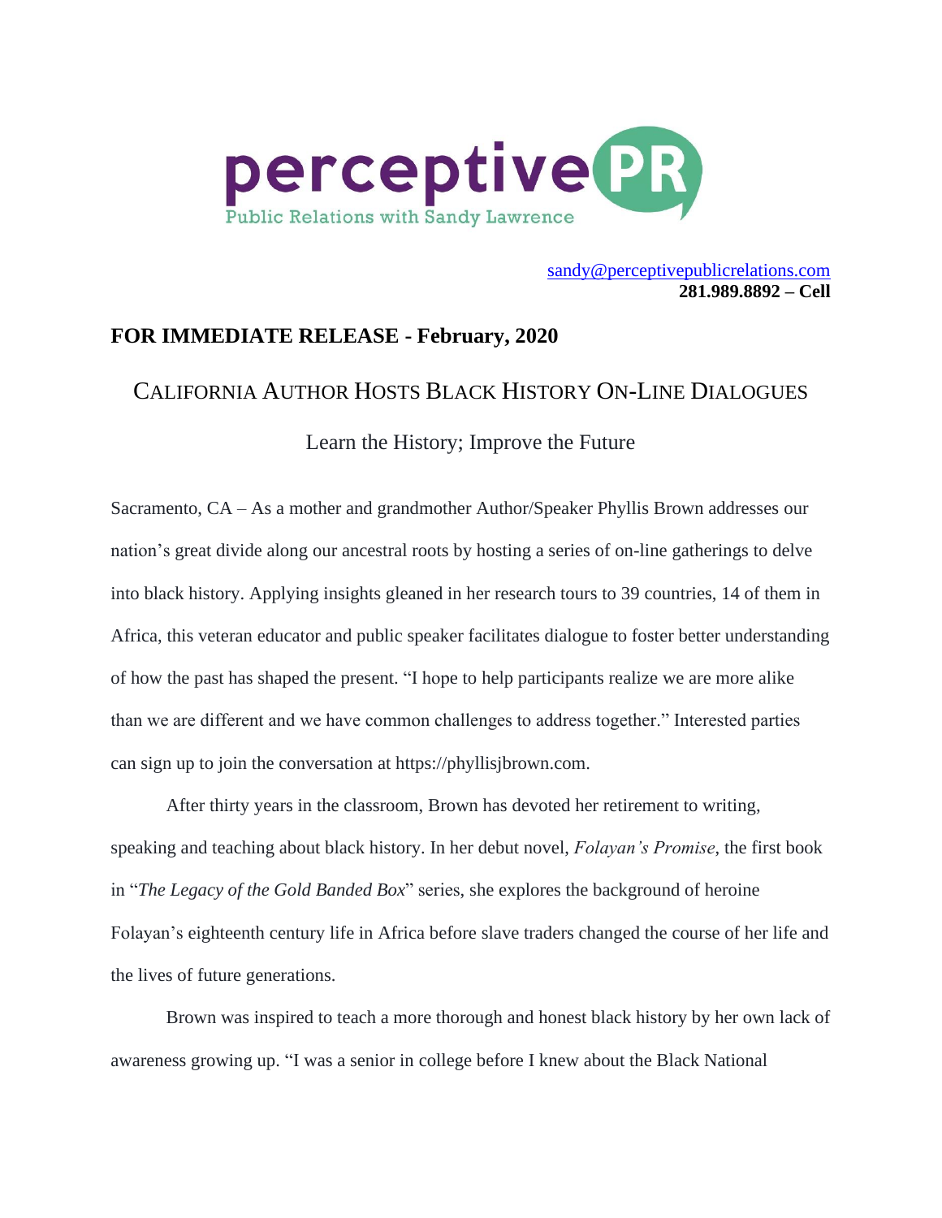perceptive PR
Public Relations with Sandy Lawrence

sandy@perceptivepublicrelations.com
**281.989.8892 – Cell**

**FOR IMMEDIATE RELEASE - February, 2020**

# CALIFORNIA AUTHOR HOSTS BLACK HISTORY ON-LINE DIALOGUES

## Learn the History; Improve the Future

Sacramento, CA – As a mother and grandmother Author/Speaker Phyllis Brown addresses our nation's great divide along our ancestral roots by hosting a series of on-line gatherings to delve into black history. Applying insights gleaned in her research tours to 39 countries, 14 of them in Africa, this veteran educator and public speaker facilitates dialogue to foster better understanding of how the past has shaped the present. "I hope to help participants realize we are more alike than we are different and we have common challenges to address together." Interested parties can sign up to join the conversation at https://phyllisjbrown.com.

After thirty years in the classroom, Brown has devoted her retirement to writing, speaking and teaching about black history. In her debut novel, *Folayan's Promise*, the first book in "*The Legacy of the Gold Banded Box*" series, she explores the background of heroine Folayan's eighteenth century life in Africa before slave traders changed the course of her life and the lives of future generations.

Brown was inspired to teach a more thorough and honest black history by her own lack of awareness growing up. "I was a senior in college before I knew about the Black National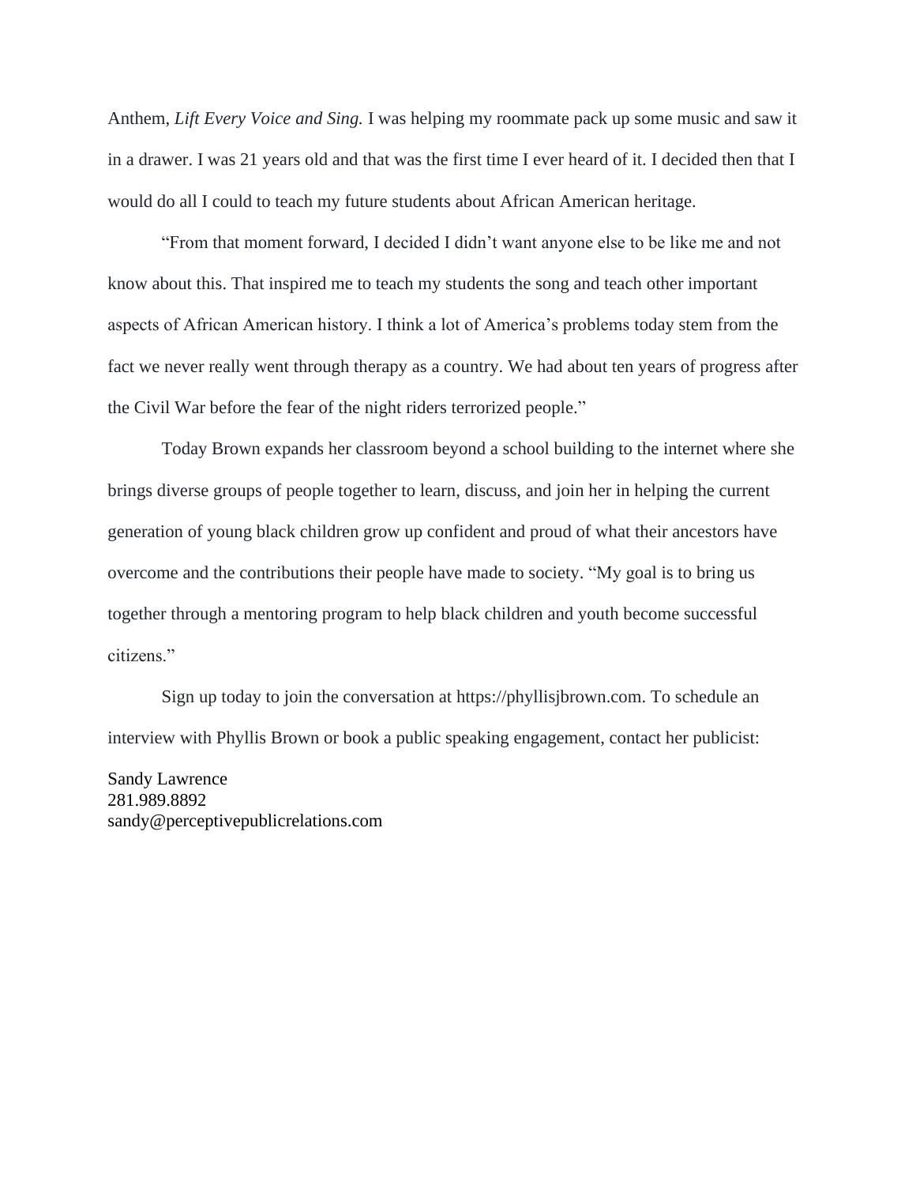Anthem, *Lift Every Voice and Sing.* I was helping my roommate pack up some music and saw it in a drawer. I was 21 years old and that was the first time I ever heard of it. I decided then that I would do all I could to teach my future students about African American heritage.

"From that moment forward, I decided I didn't want anyone else to be like me and not know about this. That inspired me to teach my students the song and teach other important aspects of African American history. I think a lot of America's problems today stem from the fact we never really went through therapy as a country. We had about ten years of progress after the Civil War before the fear of the night riders terrorized people."

Today Brown expands her classroom beyond a school building to the internet where she brings diverse groups of people together to learn, discuss, and join her in helping the current generation of young black children grow up confident and proud of what their ancestors have overcome and the contributions their people have made to society. "My goal is to bring us together through a mentoring program to help black children and youth become successful citizens."

Sign up today to join the conversation at https://phyllisjbrown.com. To schedule an interview with Phyllis Brown or book a public speaking engagement, contact her publicist:

Sandy Lawrence
281.989.8892
sandy@perceptivepublicrelations.com